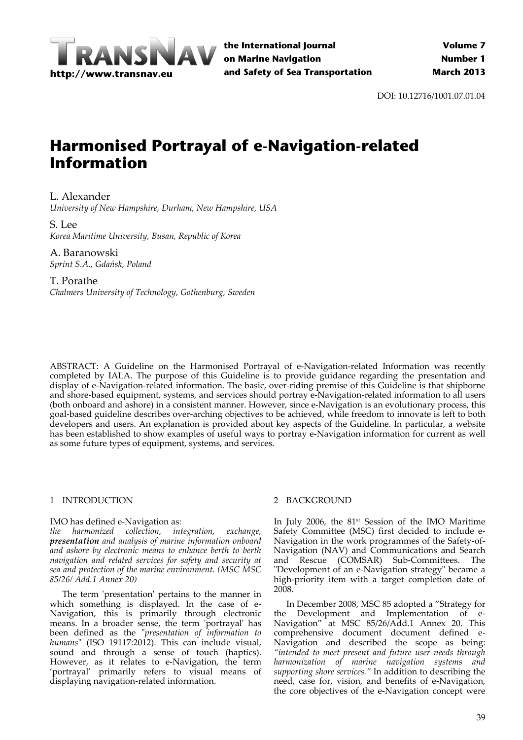DOI: 10.12716/1001.07.01.04

# Harmonised Portrayal of e-Navigation-related Information

L. Alexander
*University of New Hampshire, Durham, New Hampshire, USA*

S. Lee
*Korea Maritime University, Busan, Republic of Korea*

A. Baranowski
*Sprint S.A., Gdańsk, Poland*

T. Porathe
*Chalmers University of Technology, Gothenburg, Sweden*

ABSTRACT: A Guideline on the Harmonised Portrayal of e-Navigation-related Information was recently completed by IALA. The purpose of this Guideline is to provide guidance regarding the presentation and display of e-Navigation-related information. The basic, over-riding premise of this Guideline is that shipborne and shore-based equipment, systems, and services should portray e-Navigation-related information to all users (both onboard and ashore) in a consistent manner. However, since e-Navigation is an evolutionary process, this goal-based guideline describes over-arching objectives to be achieved, while freedom to innovate is left to both developers and users. An explanation is provided about key aspects of the Guideline. In particular, a website has been established to show examples of useful ways to portray e-Navigation information for current as well as some future types of equipment, systems, and services.

## 1 INTRODUCTION

IMO has defined e-Navigation as:
*the harmonized collection, integration, exchange,* ***presentation*** *and analysis of marine information onboard and ashore by electronic means to enhance berth to berth navigation and related services for safety and security at sea and protection of the marine environment. (MSC MSC 85/26/ Add.1 Annex 20)*

The term 'presentation' pertains to the manner in which something is displayed. In the case of e-Navigation, this is primarily through electronic means. In a broader sense, the term 'portrayal' has been defined as the "*presentation of information to humans*" (ISO 19117:2012). This can include visual, sound and through a sense of touch (haptics). However, as it relates to e-Navigation, the term 'portrayal' primarily refers to visual means of displaying navigation-related information.

## 2 BACKGROUND

In July 2006, the 81st Session of the IMO Maritime Safety Committee (MSC) first decided to include e-Navigation in the work programmes of the Safety-of-Navigation (NAV) and Communications and Search and Rescue (COMSAR) Sub-Committees. The "Development of an e-Navigation strategy" became a high-priority item with a target completion date of 2008.

In December 2008, MSC 85 adopted a "Strategy for the Development and Implementation of e-Navigation" at MSC 85/26/Add.1 Annex 20. This comprehensive document document defined e-Navigation and described the scope as being: *"intended to meet present and future user needs through harmonization of marine navigation systems and supporting shore services."* In addition to describing the need, case for, vision, and benefits of e-Navigation, the core objectives of the e-Navigation concept were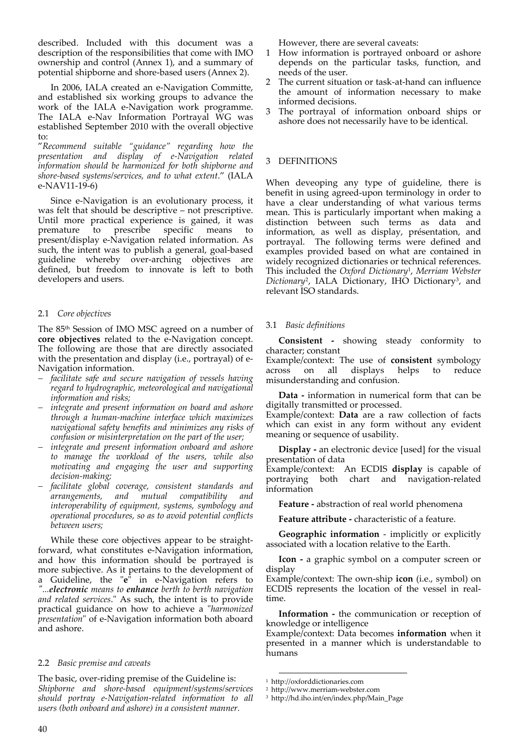described. Included with this document was a description of the responsibilities that come with IMO ownership and control (Annex 1), and a summary of potential shipborne and shore-based users (Annex 2).

In 2006, IALA created an e-Navigation Committe, and established six working groups to advance the work of the IALA e-Navigation work programme. The IALA e-Nav Information Portrayal WG was established September 2010 with the overall objective to:

"*Recommend suitable "guidance" regarding how the presentation and display of e-Navigation related information should be harmonized for both shipborne and shore-based systems/services, and to what extent*." (IALA e-NAV11-19-6)

Since e-Navigation is an evolutionary process, it was felt that should be descriptive – not prescriptive. Until more practical experience is gained, it was premature to prescribe specific means to present/display e-Navigation related information. As such, the intent was to publish a general, goal-based guideline whereby over-arching objectives are defined, but freedom to innovate is left to both developers and users.

### 2.1 *Core objectives*

The 85th Session of IMO MSC agreed on a number of **core objectives** related to the e-Navigation concept. The following are those that are directly associated with the presentation and display (i.e., portrayal) of e-Navigation information.

- *facilitate safe and secure navigation of vessels having regard to hydrographic, meteorological and navigational information and risks;*
- *integrate and present information on board and ashore through a human-machine interface which maximizes navigational safety benefits and minimizes any risks of confusion or misinterpretation on the part of the user;*
- *integrate and present information onboard and ashore to manage the workload of the users, while also motivating and engaging the user and supporting decision-making;*
- *facilitate global coverage, consistent standards and arrangements, and mutual compatibility and interoperability of equipment, systems, symbology and operational procedures, so as to avoid potential conflicts between users;*

While these core objectives appear to be straight-forward, what constitutes e-Navigation information, and how this information should be portrayed is more subjective. As it pertains to the development of a Guideline, the "**e**" in e-Navigation refers to *"...**electronic** means to **enhance** berth to berth navigation and related services*." As such, the intent is to provide practical guidance on how to achieve a "*harmonized presentation*" of e-Navigation information both aboard and ashore.

### 2.2 *Basic premise and caveats*

The basic, over-riding premise of the Guideline is:
*Shipborne and shore-based equipment/systems/services should portray e-Navigation-related information to all users (both onboard and ashore) in a consistent manner.*

However, there are several caveats:

1. How information is portrayed onboard or ashore depends on the particular tasks, function, and needs of the user.
2. The current situation or task-at-hand can influence the amount of information necessary to make informed decisions.
3. The portrayal of information onboard ships or ashore does not necessarily have to be identical.

## 3 DEFINITIONS

When deveoping any type of guideline, there is benefit in using agreed-upon terminology in order to have a clear understanding of what various terms mean. This is particularly important when making a distinction between such terms as data and information, as well as display, présentation, and portrayal. The following terms were defined and examples provided based on what are contained in widely recognized dictionaries or technical references. This included the *Oxford Dictionary*[1], *Merriam Webster Dictionary*[2], IALA Dictionary, IHO Dictionary[3], and relevant ISO standards.

### 3.1 *Basic definitions*

**Consistent -** showing steady conformity to character; constant
Example/context: The use of **consistent** symbology across on all displays helps to reduce misunderstanding and confusion.

**Data -** information in numerical form that can be digitally transmitted or processed.
Example/context: **Data** are a raw collection of facts which can exist in any form without any evident meaning or sequence of usability.

**Display -** an electronic device [used] for the visual presentation of data
Example/context: An ECDIS **display** is capable of portraying both chart and navigation-related information

**Feature -** abstraction of real world phenomena

**Feature attribute -** characteristic of a feature.

**Geographic information** - implicitly or explicitly associated with a location relative to the Earth.

**Icon -** a graphic symbol on a computer screen or display
Example/context: The own-ship **icon** (i.e., symbol) on ECDIS represents the location of the vessel in real-time.

**Information -** the communication or reception of knowledge or intelligence
Example/context: Data becomes **information** when it presented in a manner which is understandable to humans

---

[1] http://oxforddictionaries.com
[2] http://www.merriam-webster.com
[3] http://hd.iho.int/en/index.php/Main_Page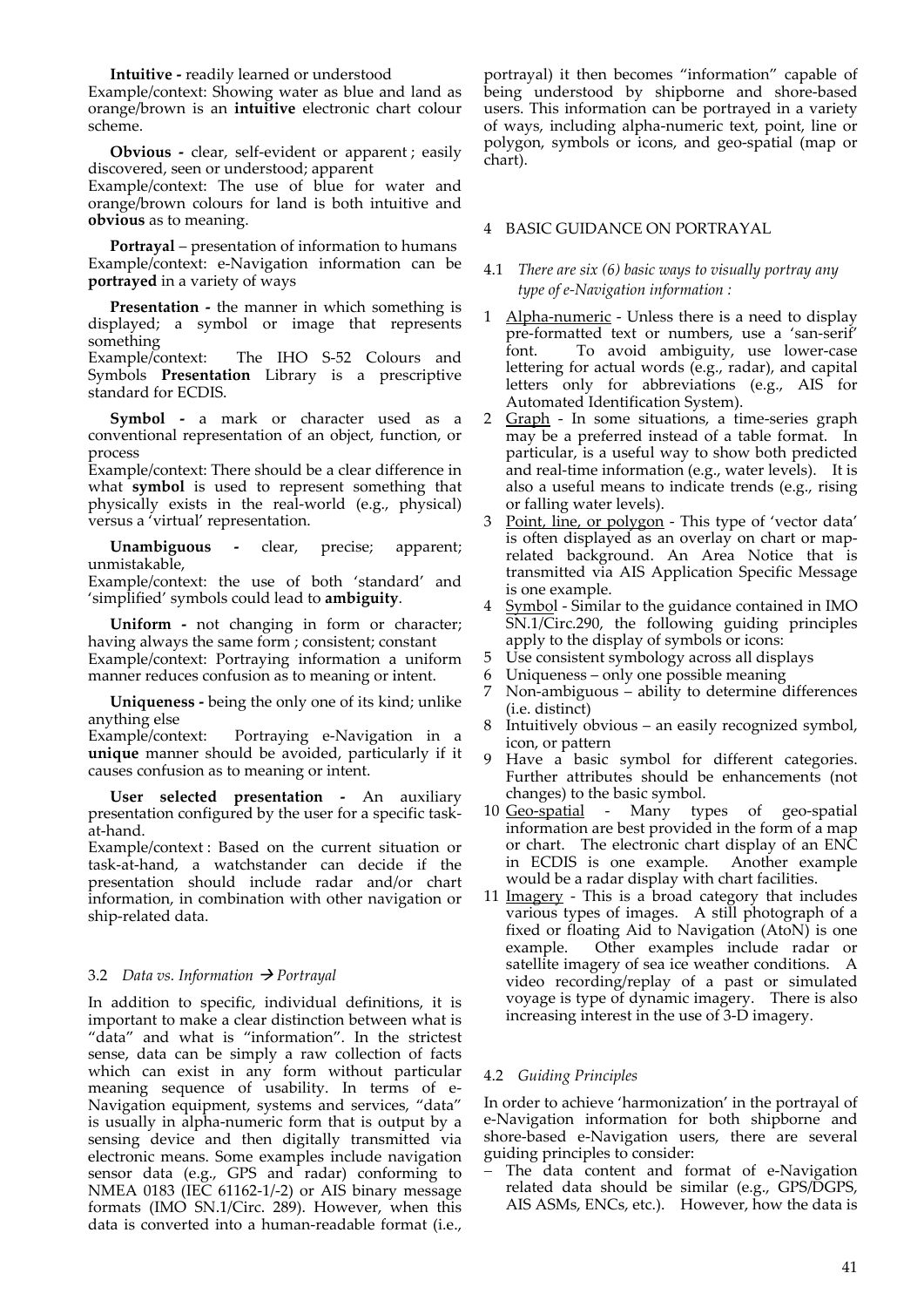**Intuitive -** readily learned or understood
Example/context: Showing water as blue and land as orange/brown is an **intuitive** electronic chart colour scheme.

**Obvious -** clear, self-evident or apparent ; easily discovered, seen or understood; apparent
Example/context: The use of blue for water and orange/brown colours for land is both intuitive and **obvious** as to meaning.

**Portrayal** – presentation of information to humans
Example/context: e-Navigation information can be **portrayed** in a variety of ways

**Presentation -** the manner in which something is displayed; a symbol or image that represents something
Example/context: The IHO S-52 Colours and Symbols **Presentation** Library is a prescriptive standard for ECDIS.

**Symbol -** a mark or character used as a conventional representation of an object, function, or process
Example/context: There should be a clear difference in what **symbol** is used to represent something that physically exists in the real-world (e.g., physical) versus a 'virtual' representation.

**Unambiguous -** clear, precise; apparent; unmistakable,
Example/context: the use of both 'standard' and 'simplified' symbols could lead to **ambiguity**.

**Uniform -** not changing in form or character; having always the same form ; consistent; constant
Example/context: Portraying information a uniform manner reduces confusion as to meaning or intent.

**Uniqueness -** being the only one of its kind; unlike anything else
Example/context: Portraying e-Navigation in a **unique** manner should be avoided, particularly if it causes confusion as to meaning or intent.

**User selected presentation -** An auxiliary presentation configured by the user for a specific task-at-hand.
Example/context : Based on the current situation or task-at-hand, a watchstander can decide if the presentation should include radar and/or chart information, in combination with other navigation or ship-related data.

### 3.2 *Data vs. Information → Portrayal*

In addition to specific, individual definitions, it is important to make a clear distinction between what is "data" and what is "information". In the strictest sense, data can be simply a raw collection of facts which can exist in any form without particular meaning sequence of usability. In terms of e-Navigation equipment, systems and services, "data" is usually in alpha-numeric form that is output by a sensing device and then digitally transmitted via electronic means. Some examples include navigation sensor data (e.g., GPS and radar) conforming to NMEA 0183 (IEC 61162-1/-2) or AIS binary message formats (IMO SN.1/Circ. 289). However, when this data is converted into a human-readable format (i.e., portrayal) it then becomes "information" capable of being understood by shipborne and shore-based users. This information can be portrayed in a variety of ways, including alpha-numeric text, point, line or polygon, symbols or icons, and geo-spatial (map or chart).

## 4 BASIC GUIDANCE ON PORTRAYAL

### 4.1 *There are six (6) basic ways to visually portray any type of e-Navigation information :*

1. Alpha-numeric - Unless there is a need to display pre-formatted text or numbers, use a 'san-serif' font. To avoid ambiguity, use lower-case lettering for actual words (e.g., radar), and capital letters only for abbreviations (e.g., AIS for Automated Identification System).
2. Graph - In some situations, a time-series graph may be a preferred instead of a table format. In particular, is a useful way to show both predicted and real-time information (e.g., water levels). It is also a useful means to indicate trends (e.g., rising or falling water levels).
3. Point, line, or polygon - This type of 'vector data' is often displayed as an overlay on chart or map-related background. An Area Notice that is transmitted via AIS Application Specific Message is one example.
4. Symbol - Similar to the guidance contained in IMO SN.1/Circ.290, the following guiding principles apply to the display of symbols or icons:
5. Use consistent symbology across all displays
6. Uniqueness – only one possible meaning
7. Non-ambiguous – ability to determine differences (i.e. distinct)
8. Intuitively obvious – an easily recognized symbol, icon, or pattern
9. Have a basic symbol for different categories. Further attributes should be enhancements (not changes) to the basic symbol.
10. Geo-spatial - Many types of geo-spatial information are best provided in the form of a map or chart. The electronic chart display of an ENC in ECDIS is one example. Another example would be a radar display with chart facilities.
11. Imagery - This is a broad category that includes various types of images. A still photograph of a fixed or floating Aid to Navigation (AtoN) is one example. Other examples include radar or satellite imagery of sea ice weather conditions. A video recording/replay of a past or simulated voyage is type of dynamic imagery. There is also increasing interest in the use of 3-D imagery.

### 4.2 *Guiding Principles*

In order to achieve 'harmonization' in the portrayal of e-Navigation information for both shipborne and shore-based e-Navigation users, there are several guiding principles to consider:

- The data content and format of e-Navigation related data should be similar (e.g., GPS/DGPS, AIS ASMs, ENCs, etc.). However, how the data is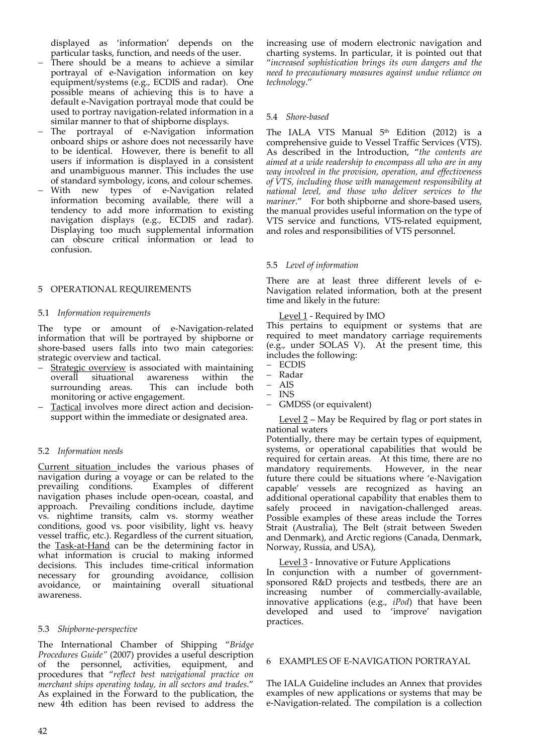displayed as 'information' depends on the particular tasks, function, and needs of the user.

- There should be a means to achieve a similar portrayal of e-Navigation information on key equipment/systems (e.g., ECDIS and radar). One possible means of achieving this is to have a default e-Navigation portrayal mode that could be used to portray navigation-related information in a similar manner to that of shipborne displays.
- The portrayal of e-Navigation information onboard ships or ashore does not necessarily have to be identical. However, there is benefit to all users if information is displayed in a consistent and unambiguous manner. This includes the use of standard symbology, icons, and colour schemes.
- With new types of e-Navigation related information becoming available, there will a tendency to add more information to existing navigation displays (e.g., ECDIS and radar). Displaying too much supplemental information can obscure critical information or lead to confusion.

## 5 OPERATIONAL REQUIREMENTS

### 5.1 *Information requirements*

The type or amount of e-Navigation-related information that will be portrayed by shipborne or shore-based users falls into two main categories: strategic overview and tactical.

- Strategic overview is associated with maintaining overall situational awareness within the surrounding areas. This can include both monitoring or active engagement.
- Tactical involves more direct action and decision-support within the immediate or designated area.

### 5.2 *Information needs*

Current situation includes the various phases of navigation during a voyage or can be related to the prevailing conditions. Examples of different navigation phases include open-ocean, coastal, and approach. Prevailing conditions include, daytime vs. nightime transits, calm vs. stormy weather conditions, good vs. poor visibility, light vs. heavy vessel traffic, etc.). Regardless of the current situation, the Task-at-Hand can be the determining factor in what information is crucial to making informed decisions. This includes time-critical information necessary for grounding avoidance, collision avoidance, or maintaining overall situational awareness.

### 5.3 *Shipborne-perspective*

The International Chamber of Shipping "*Bridge Procedures Guide"* (2007) provides a useful description of the personnel, activities, equipment, and procedures that "*reflect best navigational practice on merchant ships operating today, in all sectors and trades*." As explained in the Forward to the publication, the new 4th edition has been revised to address the increasing use of modern electronic navigation and charting systems. In particular, it is pointed out that "*increased sophistication brings its own dangers and the need to precautionary measures against undue reliance on technology*."

### 5.4 *Shore-based*

The IALA VTS Manual 5th Edition (2012) is a comprehensive guide to Vessel Traffic Services (VTS). As described in the Introduction, "*the contents are aimed at a wide readership to encompass all who are in any way involved in the provision, operation, and effectiveness of VTS, including those with management responsibility at national level, and those who deliver services to the mariner*." For both shipborne and shore-based users, the manual provides useful information on the type of VTS service and functions, VTS-related equipment, and roles and responsibilities of VTS personnel.

### 5.5 *Level of information*

There are at least three different levels of e-Navigation related information, both at the present time and likely in the future:

Level 1 - Required by IMO

This pertains to equipment or systems that are required to meet mandatory carriage requirements (e.g., under SOLAS V). At the present time, this includes the following:

- ECDIS
- Radar
- AIS
- INS
- GMDSS (or equivalent)

Level 2 – May be Required by flag or port states in national waters

Potentially, there may be certain types of equipment, systems, or operational capabilities that would be required for certain areas. At this time, there are no mandatory requirements. However, in the near future there could be situations where 'e-Navigation capable' vessels are recognized as having an additional operational capability that enables them to safely proceed in navigation-challenged areas. Possible examples of these areas include the Torres Strait (Australia), The Belt (strait between Sweden and Denmark), and Arctic regions (Canada, Denmark, Norway, Russia, and USA),

Level 3 - Innovative or Future Applications

In conjunction with a number of government-sponsored R&D projects and testbeds, there are an increasing number of commercially-available, innovative applications (e.g., *iPod*) that have been developed and used to 'improve' navigation practices.

## 6 EXAMPLES OF E-NAVIGATION PORTRAYAL

The IALA Guideline includes an Annex that provides examples of new applications or systems that may be e-Navigation-related. The compilation is a collection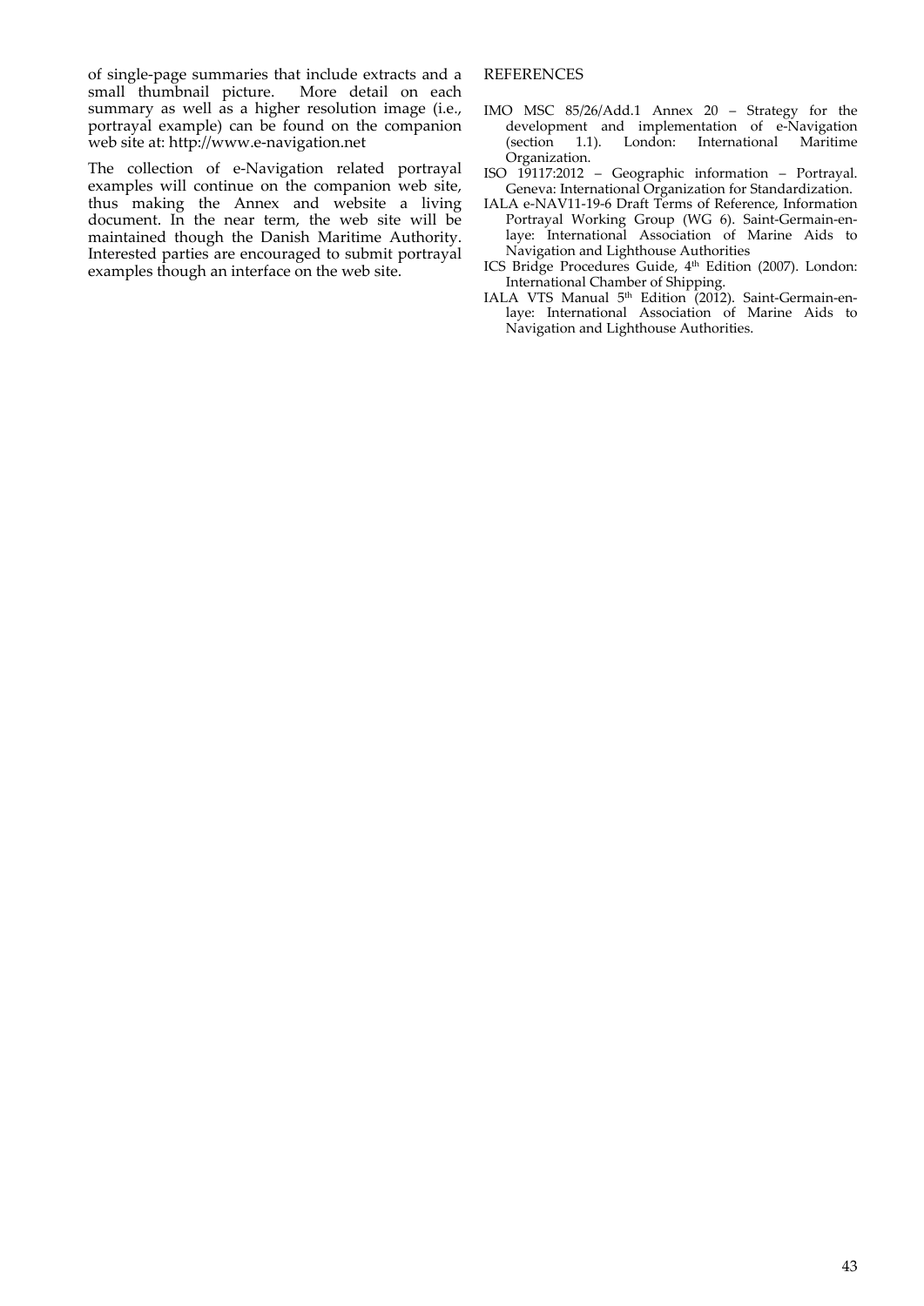of single-page summaries that include extracts and a small thumbnail picture. More detail on each summary as well as a higher resolution image (i.e., portrayal example) can be found on the companion web site at: http://www.e-navigation.net

The collection of e-Navigation related portrayal examples will continue on the companion web site, thus making the Annex and website a living document. In the near term, the web site will be maintained though the Danish Maritime Authority. Interested parties are encouraged to submit portrayal examples though an interface on the web site.

## REFERENCES

IMO MSC 85/26/Add.1 Annex 20 – Strategy for the development and implementation of e-Navigation (section 1.1). London: International Maritime Organization.

ISO 19117:2012 – Geographic information – Portrayal. Geneva: International Organization for Standardization.

IALA e-NAV11-19-6 Draft Terms of Reference, Information Portrayal Working Group (WG 6). Saint-Germain-en-laye: International Association of Marine Aids to Navigation and Lighthouse Authorities

ICS Bridge Procedures Guide, 4th Edition (2007). London: International Chamber of Shipping.

IALA VTS Manual 5th Edition (2012). Saint-Germain-en-laye: International Association of Marine Aids to Navigation and Lighthouse Authorities.